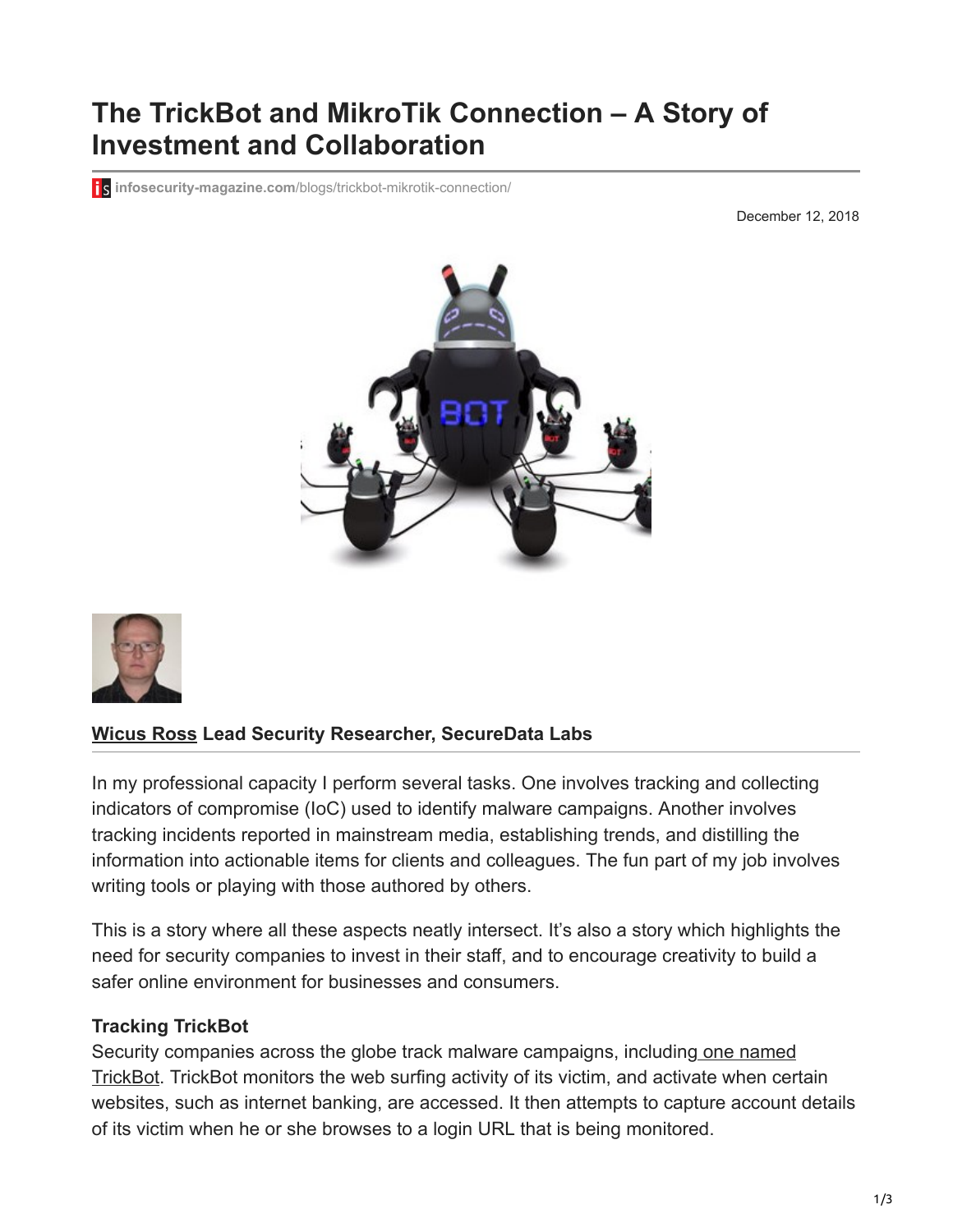# The TrickBot and MikroTik Connection – A Story of Investment and Collaboration

infosecurity-magazine.com/blogs/trickbot-mikrotik-connection/

December 12, 2018

**Wicus Ross Lead Security Researcher, SecureData Labs**

In my professional capacity I perform several tasks. One involves tracking and collecting indicators of compromise (IoC) used to identify malware campaigns. Another involves tracking incidents reported in mainstream media, establishing trends, and distilling the information into actionable items for clients and colleagues. The fun part of my job involves writing tools or playing with those authored by others.

This is a story where all these aspects neatly intersect. It's also a story which highlights the need for security companies to invest in their staff, and to encourage creativity to build a safer online environment for businesses and consumers.

**Tracking TrickBot**

Security companies across the globe track malware campaigns, including one named TrickBot. TrickBot monitors the web surfing activity of its victim, and activate when certain websites, such as internet banking, are accessed. It then attempts to capture account details of its victim when he or she browses to a login URL that is being monitored.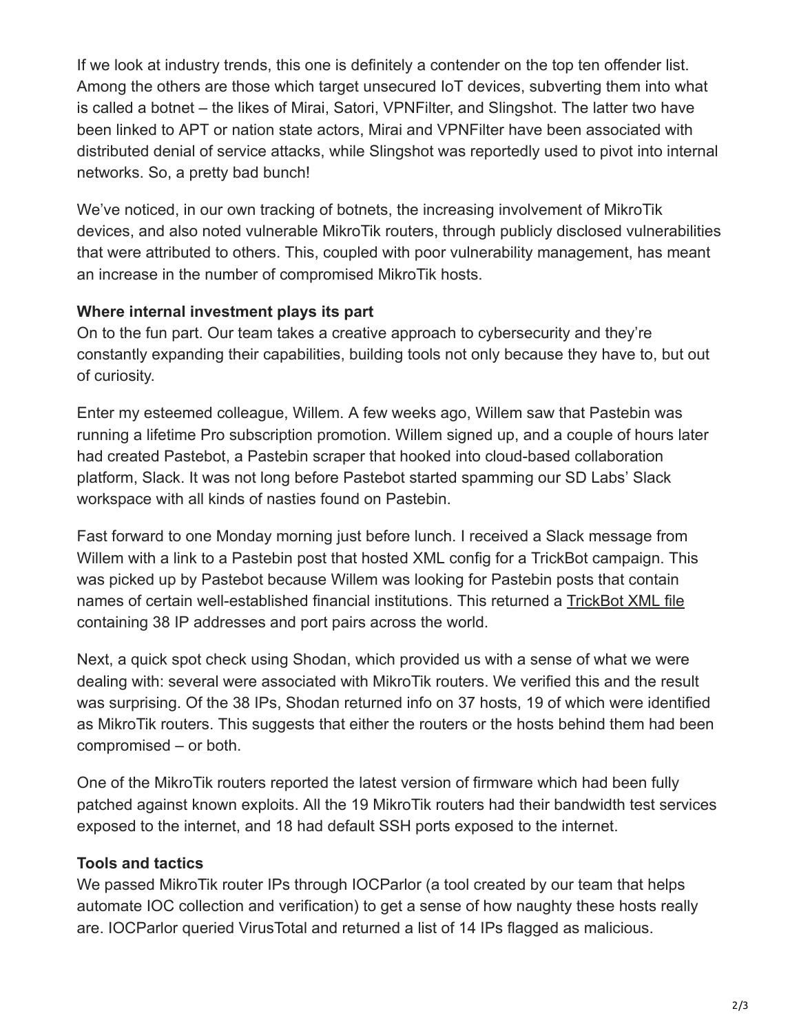If we look at industry trends, this one is definitely a contender on the top ten offender list. Among the others are those which target unsecured IoT devices, subverting them into what is called a botnet – the likes of Mirai, Satori, VPNFilter, and Slingshot. The latter two have been linked to APT or nation state actors, Mirai and VPNFilter have been associated with distributed denial of service attacks, while Slingshot was reportedly used to pivot into internal networks. So, a pretty bad bunch!

We've noticed, in our own tracking of botnets, the increasing involvement of MikroTik devices, and also noted vulnerable MikroTik routers, through publicly disclosed vulnerabilities that were attributed to others. This, coupled with poor vulnerability management, has meant an increase in the number of compromised MikroTik hosts.

**Where internal investment plays its part**

On to the fun part. Our team takes a creative approach to cybersecurity and they're constantly expanding their capabilities, building tools not only because they have to, but out of curiosity.

Enter my esteemed colleague, Willem. A few weeks ago, Willem saw that Pastebin was running a lifetime Pro subscription promotion. Willem signed up, and a couple of hours later had created Pastebot, a Pastebin scraper that hooked into cloud-based collaboration platform, Slack. It was not long before Pastebot started spamming our SD Labs' Slack workspace with all kinds of nasties found on Pastebin.

Fast forward to one Monday morning just before lunch. I received a Slack message from Willem with a link to a Pastebin post that hosted XML config for a TrickBot campaign. This was picked up by Pastebot because Willem was looking for Pastebin posts that contain names of certain well-established financial institutions. This returned a TrickBot XML file containing 38 IP addresses and port pairs across the world.

Next, a quick spot check using Shodan, which provided us with a sense of what we were dealing with: several were associated with MikroTik routers. We verified this and the result was surprising. Of the 38 IPs, Shodan returned info on 37 hosts, 19 of which were identified as MikroTik routers. This suggests that either the routers or the hosts behind them had been compromised – or both.

One of the MikroTik routers reported the latest version of firmware which had been fully patched against known exploits. All the 19 MikroTik routers had their bandwidth test services exposed to the internet, and 18 had default SSH ports exposed to the internet.

**Tools and tactics**

We passed MikroTik router IPs through IOCParlor (a tool created by our team that helps automate IOC collection and verification) to get a sense of how naughty these hosts really are. IOCParlor queried VirusTotal and returned a list of 14 IPs flagged as malicious.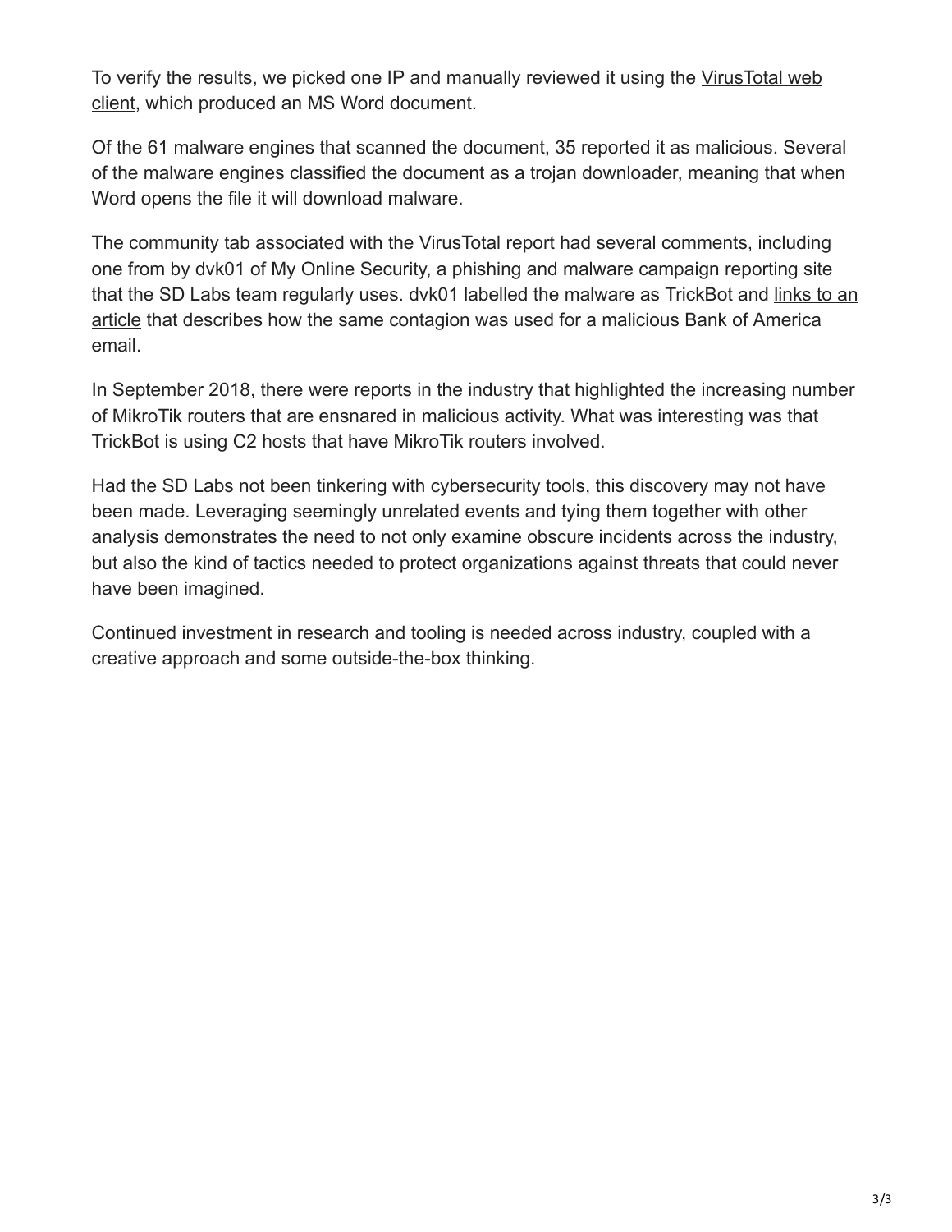To verify the results, we picked one IP and manually reviewed it using the VirusTotal web client, which produced an MS Word document.

Of the 61 malware engines that scanned the document, 35 reported it as malicious. Several of the malware engines classified the document as a trojan downloader, meaning that when Word opens the file it will download malware.

The community tab associated with the VirusTotal report had several comments, including one from by dvk01 of My Online Security, a phishing and malware campaign reporting site that the SD Labs team regularly uses. dvk01 labelled the malware as TrickBot and links to an article that describes how the same contagion was used for a malicious Bank of America email.

In September 2018, there were reports in the industry that highlighted the increasing number of MikroTik routers that are ensnared in malicious activity. What was interesting was that TrickBot is using C2 hosts that have MikroTik routers involved.

Had the SD Labs not been tinkering with cybersecurity tools, this discovery may not have been made. Leveraging seemingly unrelated events and tying them together with other analysis demonstrates the need to not only examine obscure incidents across the industry, but also the kind of tactics needed to protect organizations against threats that could never have been imagined.

Continued investment in research and tooling is needed across industry, coupled with a creative approach and some outside-the-box thinking.